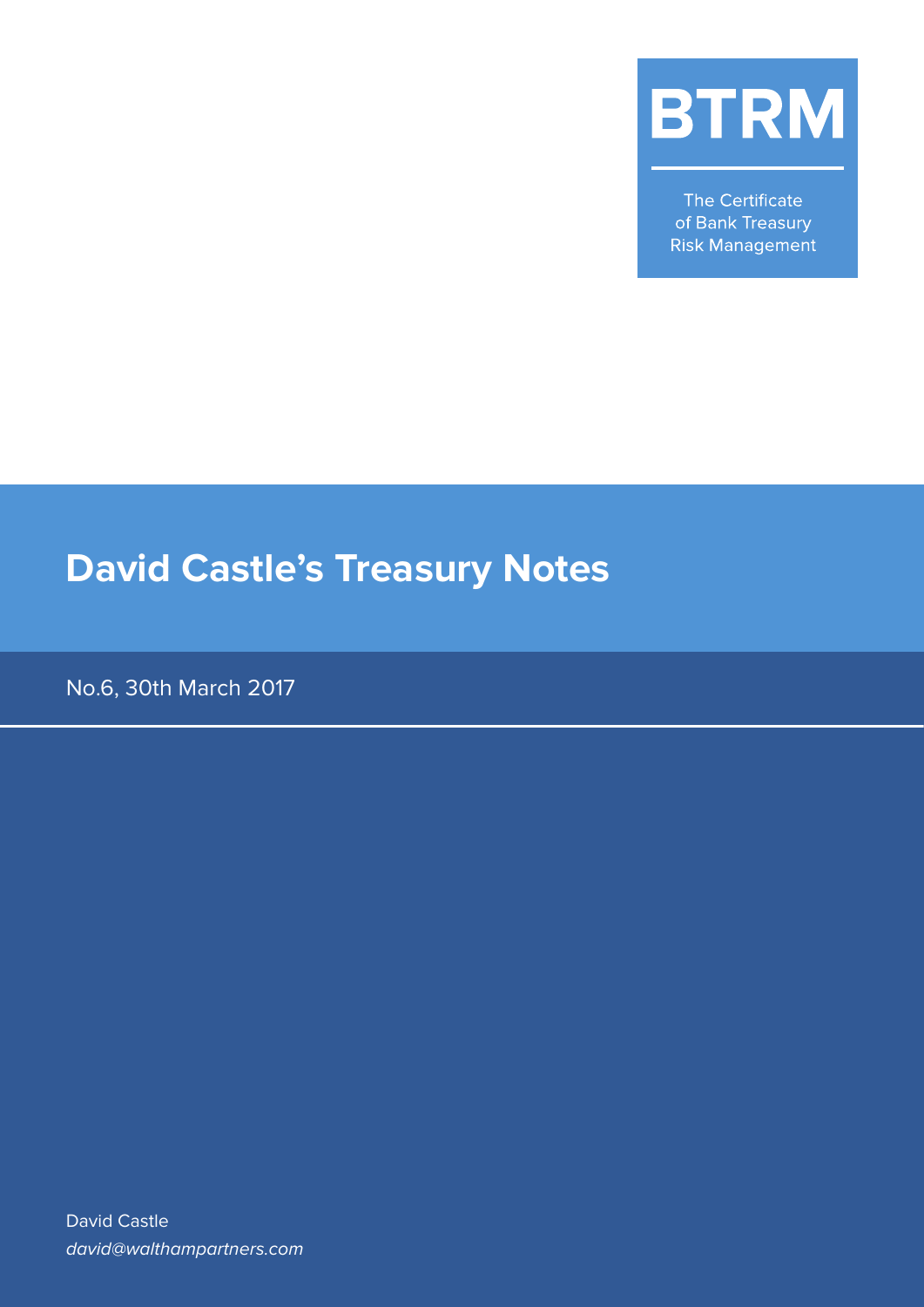**BTRM**

The Certificate of Bank Treasury Risk Management

# David Castle's Treasury Notes

No.6, 30th March 2017

David Castle

*david@walthampartners.com*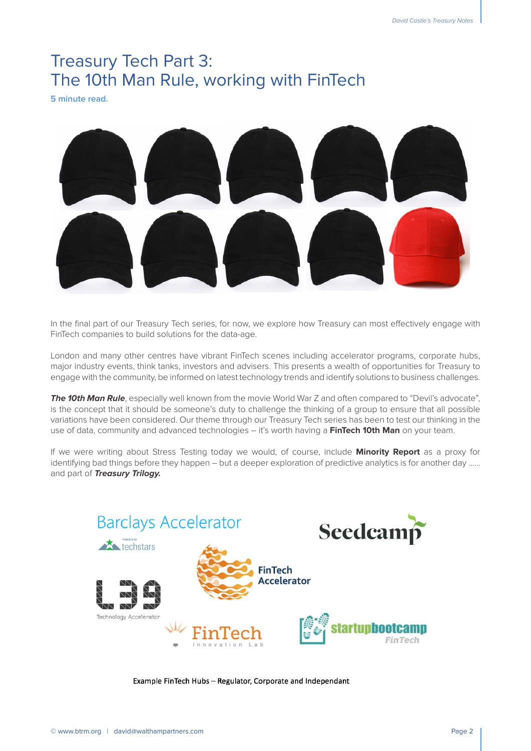# Treasury Tech Part 3:
# The 10th Man Rule, working with FinTech

**5 minute read.**

In the final part of our Treasury Tech series, for now, we explore how Treasury can most effectively engage with FinTech companies to build solutions for the data-age.

London and many other centres have vibrant FinTech scenes including accelerator programs, corporate hubs, major industry events, think tanks, investors and advisers. This presents a wealth of opportunities for Treasury to engage with the community, be informed on latest technology trends and identify solutions to business challenges.

***The 10th Man Rule***, especially well known from the movie World War Z and often compared to "Devil's advocate", is the concept that it should be someone's duty to challenge the thinking of a group to ensure that all possible variations have been considered. Our theme through our Treasury Tech series has been to test our thinking in the use of data, community and advanced technologies – it's worth having a **FinTech 10th Man** on your team.

If we were writing about Stress Testing today we would, of course, include **Minority Report** as a proxy for identifying bad things before they happen – but a deeper exploration of predictive analytics is for another day …… and part of ***Treasury Trilogy.***

Example FinTech Hubs – Regulator, Corporate and Independant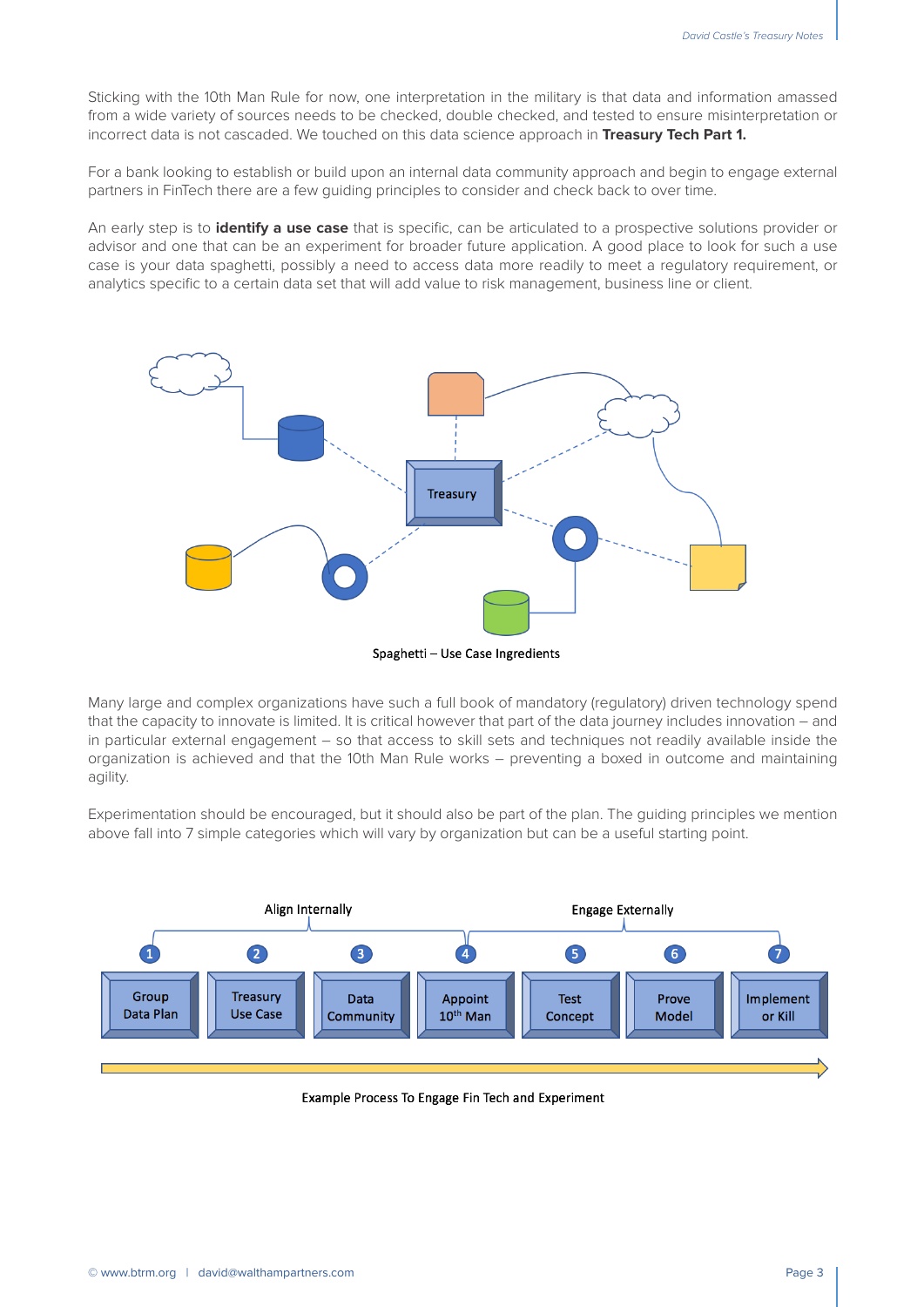Sticking with the 10th Man Rule for now, one interpretation in the military is that data and information amassed from a wide variety of sources needs to be checked, double checked, and tested to ensure misinterpretation or incorrect data is not cascaded. We touched on this data science approach in **Treasury Tech Part 1.**

For a bank looking to establish or build upon an internal data community approach and begin to engage external partners in FinTech there are a few guiding principles to consider and check back to over time.

An early step is to **identify a use case** that is specific, can be articulated to a prospective solutions provider or advisor and one that can be an experiment for broader future application. A good place to look for such a use case is your data spaghetti, possibly a need to access data more readily to meet a regulatory requirement, or analytics specific to a certain data set that will add value to risk management, business line or client.

Treasury

Spaghetti – Use Case Ingredients

Many large and complex organizations have such a full book of mandatory (regulatory) driven technology spend that the capacity to innovate is limited. It is critical however that part of the data journey includes innovation – and in particular external engagement – so that access to skill sets and techniques not readily available inside the organization is achieved and that the 10th Man Rule works – preventing a boxed in outcome and maintaining agility.

Experimentation should be encouraged, but it should also be part of the plan. The guiding principles we mention above fall into 7 simple categories which will vary by organization but can be a useful starting point.

Align Internally — Engage Externally

1. Group Data Plan
2. Treasury Use Case
3. Data Community
4. Appoint 10th Man
5. Test Concept
6. Prove Model
7. Implement or Kill

Example Process To Engage Fin Tech and Experiment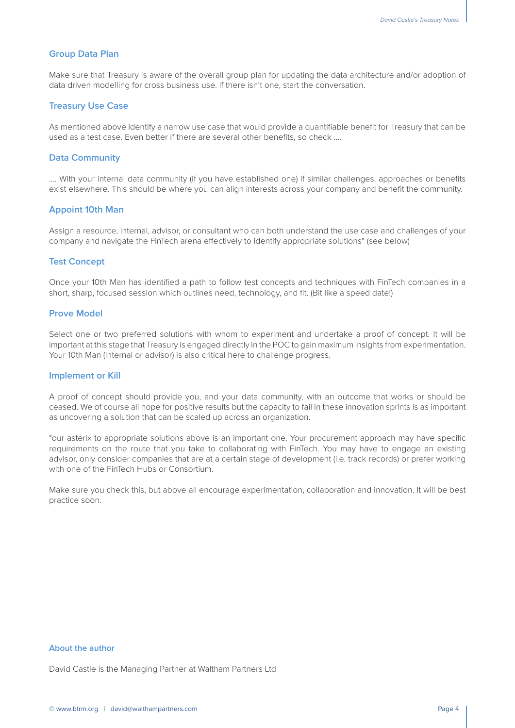### Group Data Plan

Make sure that Treasury is aware of the overall group plan for updating the data architecture and/or adoption of data driven modelling for cross business use. If there isn't one, start the conversation.

### Treasury Use Case

As mentioned above identify a narrow use case that would provide a quantifiable benefit for Treasury that can be used as a test case. Even better if there are several other benefits, so check ….

### Data Community

…. With your internal data community (if you have established one) if similar challenges, approaches or benefits exist elsewhere. This should be where you can align interests across your company and benefit the community.

### Appoint 10th Man

Assign a resource, internal, advisor, or consultant who can both understand the use case and challenges of your company and navigate the FinTech arena effectively to identify appropriate solutions* (see below)

### Test Concept

Once your 10th Man has identified a path to follow test concepts and techniques with FinTech companies in a short, sharp, focused session which outlines need, technology, and fit. (Bit like a speed date!)

### Prove Model

Select one or two preferred solutions with whom to experiment and undertake a proof of concept. It will be important at this stage that Treasury is engaged directly in the POC to gain maximum insights from experimentation. Your 10th Man (internal or advisor) is also critical here to challenge progress.

### Implement or Kill

A proof of concept should provide you, and your data community, with an outcome that works or should be ceased. We of course all hope for positive results but the capacity to fail in these innovation sprints is as important as uncovering a solution that can be scaled up across an organization.

*our asterix to appropriate solutions above is an important one. Your procurement approach may have specific requirements on the route that you take to collaborating with FinTech. You may have to engage an existing advisor, only consider companies that are at a certain stage of development (i.e. track records) or prefer working with one of the FinTech Hubs or Consortium.

Make sure you check this, but above all encourage experimentation, collaboration and innovation. It will be best practice soon.

### About the author

David Castle is the Managing Partner at Waltham Partners Ltd

© www.btrm.org | david@walthampartners.com